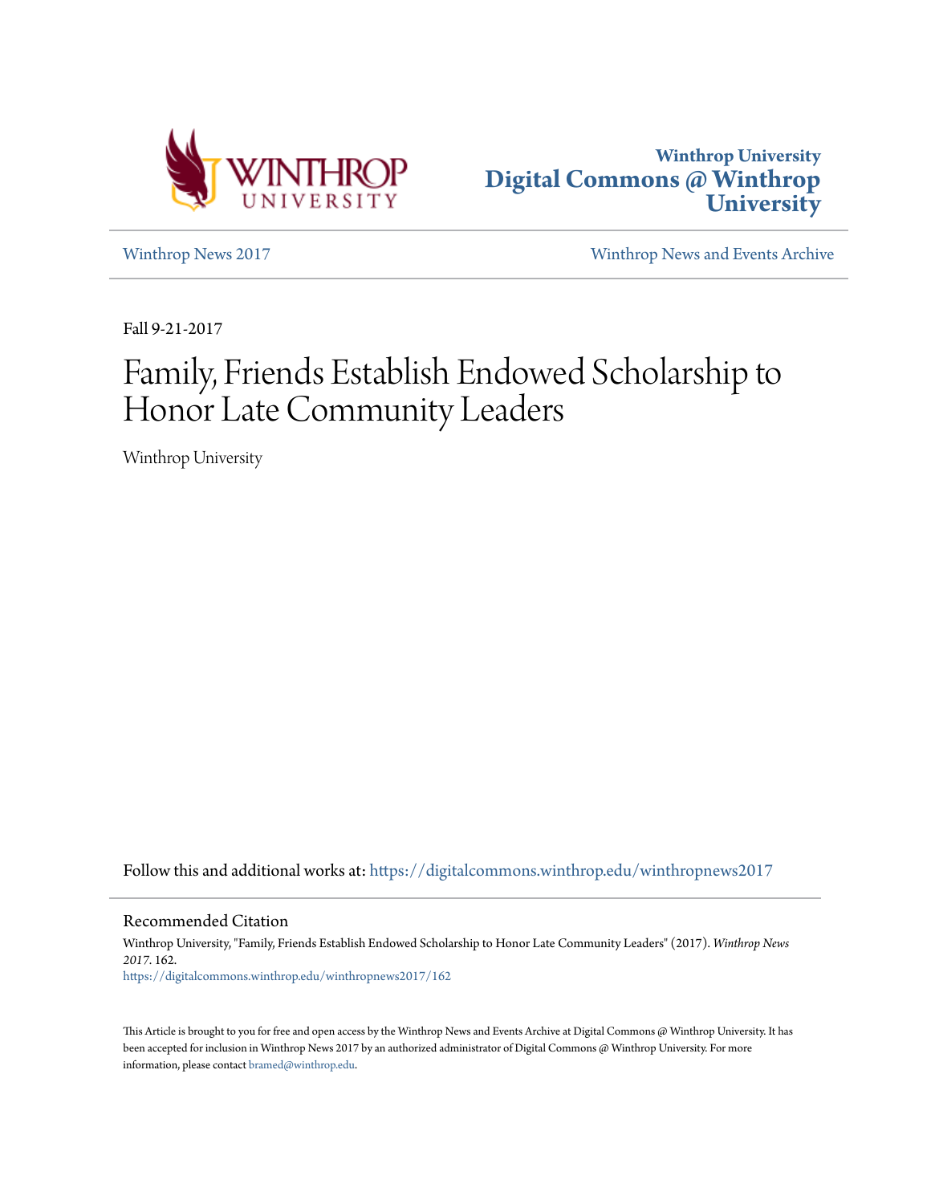Winthrop University
Digital Commons @ Winthrop University

Winthrop News 2017

Winthrop News and Events Archive

Fall 9-21-2017

# Family, Friends Establish Endowed Scholarship to Honor Late Community Leaders

Winthrop University

Follow this and additional works at: https://digitalcommons.winthrop.edu/winthropnews2017

## Recommended Citation

Winthrop University, "Family, Friends Establish Endowed Scholarship to Honor Late Community Leaders" (2017). *Winthrop News 2017*. 162.
https://digitalcommons.winthrop.edu/winthropnews2017/162

This Article is brought to you for free and open access by the Winthrop News and Events Archive at Digital Commons @ Winthrop University. It has been accepted for inclusion in Winthrop News 2017 by an authorized administrator of Digital Commons @ Winthrop University. For more information, please contact bramed@winthrop.edu.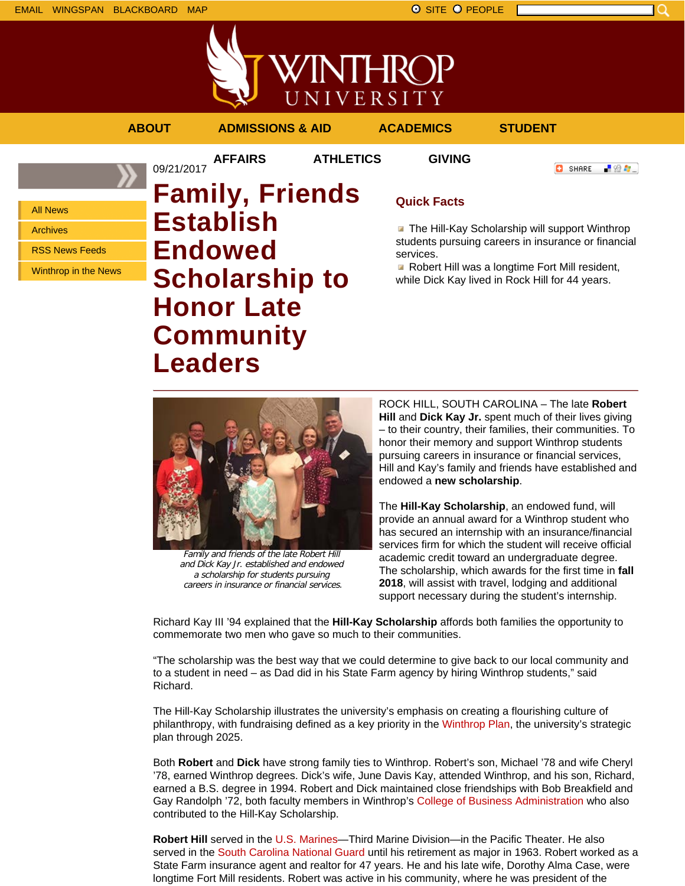EMAIL WINGSPAN BLACKBOARD MAP

SITE PEOPLE

ABOUT | ADMISSIONS & AID | ACADEMICS | STUDENT AFFAIRS | ATHLETICS | GIVING

- All News
- Archives
- RSS News Feeds
- Winthrop in the News

09/21/2017

# Family, Friends Establish Endowed Scholarship to Honor Late Community Leaders

## Quick Facts

- The Hill-Kay Scholarship will support Winthrop students pursuing careers in insurance or financial services.
- Robert Hill was a longtime Fort Mill resident, while Dick Kay lived in Rock Hill for 44 years.

*Family and friends of the late Robert Hill and Dick Kay Jr. established and endowed a scholarship for students pursuing careers in insurance or financial services.*

ROCK HILL, SOUTH CAROLINA – The late **Robert Hill** and **Dick Kay Jr.** spent much of their lives giving – to their country, their families, their communities. To honor their memory and support Winthrop students pursuing careers in insurance or financial services, Hill and Kay's family and friends have established and endowed a **new scholarship**.

The **Hill-Kay Scholarship**, an endowed fund, will provide an annual award for a Winthrop student who has secured an internship with an insurance/financial services firm for which the student will receive official academic credit toward an undergraduate degree. The scholarship, which awards for the first time in **fall 2018**, will assist with travel, lodging and additional support necessary during the student's internship.

Richard Kay III '94 explained that the **Hill-Kay Scholarship** affords both families the opportunity to commemorate two men who gave so much to their communities.

"The scholarship was the best way that we could determine to give back to our local community and to a student in need – as Dad did in his State Farm agency by hiring Winthrop students," said Richard.

The Hill-Kay Scholarship illustrates the university's emphasis on creating a flourishing culture of philanthropy, with fundraising defined as a key priority in the Winthrop Plan, the university's strategic plan through 2025.

Both **Robert** and **Dick** have strong family ties to Winthrop. Robert's son, Michael '78 and wife Cheryl '78, earned Winthrop degrees. Dick's wife, June Davis Kay, attended Winthrop, and his son, Richard, earned a B.S. degree in 1994. Robert and Dick maintained close friendships with Bob Breakfield and Gay Randolph '72, both faculty members in Winthrop's College of Business Administration who also contributed to the Hill-Kay Scholarship.

**Robert Hill** served in the U.S. Marines—Third Marine Division—in the Pacific Theater. He also served in the South Carolina National Guard until his retirement as major in 1963. Robert worked as a State Farm insurance agent and realtor for 47 years. He and his late wife, Dorothy Alma Case, were longtime Fort Mill residents. Robert was active in his community, where he was president of the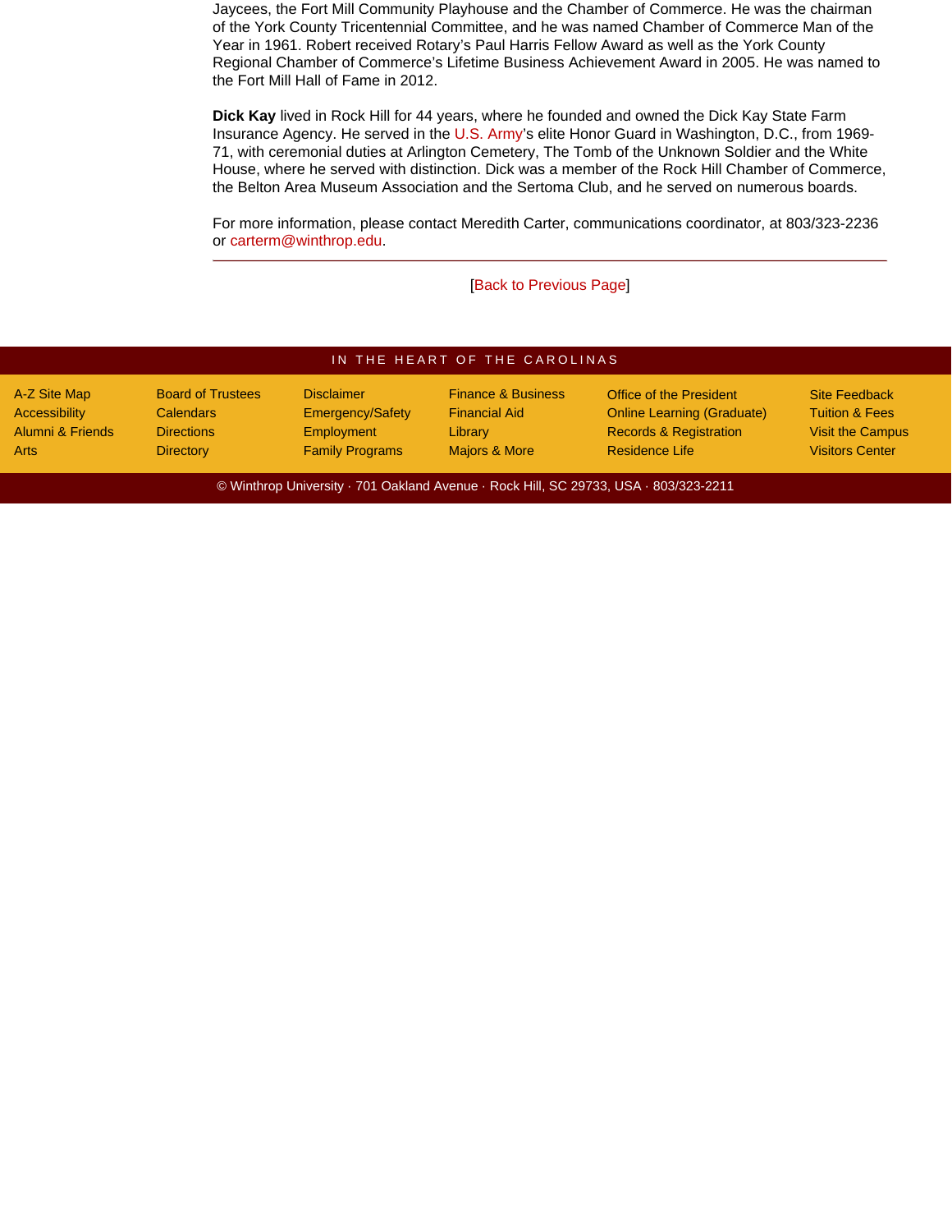Jaycees, the Fort Mill Community Playhouse and the Chamber of Commerce. He was the chairman of the York County Tricentennial Committee, and he was named Chamber of Commerce Man of the Year in 1961. Robert received Rotary's Paul Harris Fellow Award as well as the York County Regional Chamber of Commerce's Lifetime Business Achievement Award in 2005. He was named to the Fort Mill Hall of Fame in 2012.

**Dick Kay** lived in Rock Hill for 44 years, where he founded and owned the Dick Kay State Farm Insurance Agency. He served in the U.S. Army's elite Honor Guard in Washington, D.C., from 1969-71, with ceremonial duties at Arlington Cemetery, The Tomb of the Unknown Soldier and the White House, where he served with distinction. Dick was a member of the Rock Hill Chamber of Commerce, the Belton Area Museum Association and the Sertoma Club, and he served on numerous boards.

For more information, please contact Meredith Carter, communications coordinator, at 803/323-2236 or carterm@winthrop.edu.

---

[Back to Previous Page]

IN THE HEART OF THE CAROLINAS

A-Z Site Map
Accessibility
Alumni & Friends
Arts
Board of Trustees
Calendars
Directions
Directory
Disclaimer
Emergency/Safety
Employment
Family Programs
Finance & Business
Financial Aid
Library
Majors & More
Office of the President
Online Learning (Graduate)
Records & Registration
Residence Life
Site Feedback
Tuition & Fees
Visit the Campus
Visitors Center

© Winthrop University · 701 Oakland Avenue · Rock Hill, SC 29733, USA · 803/323-2211